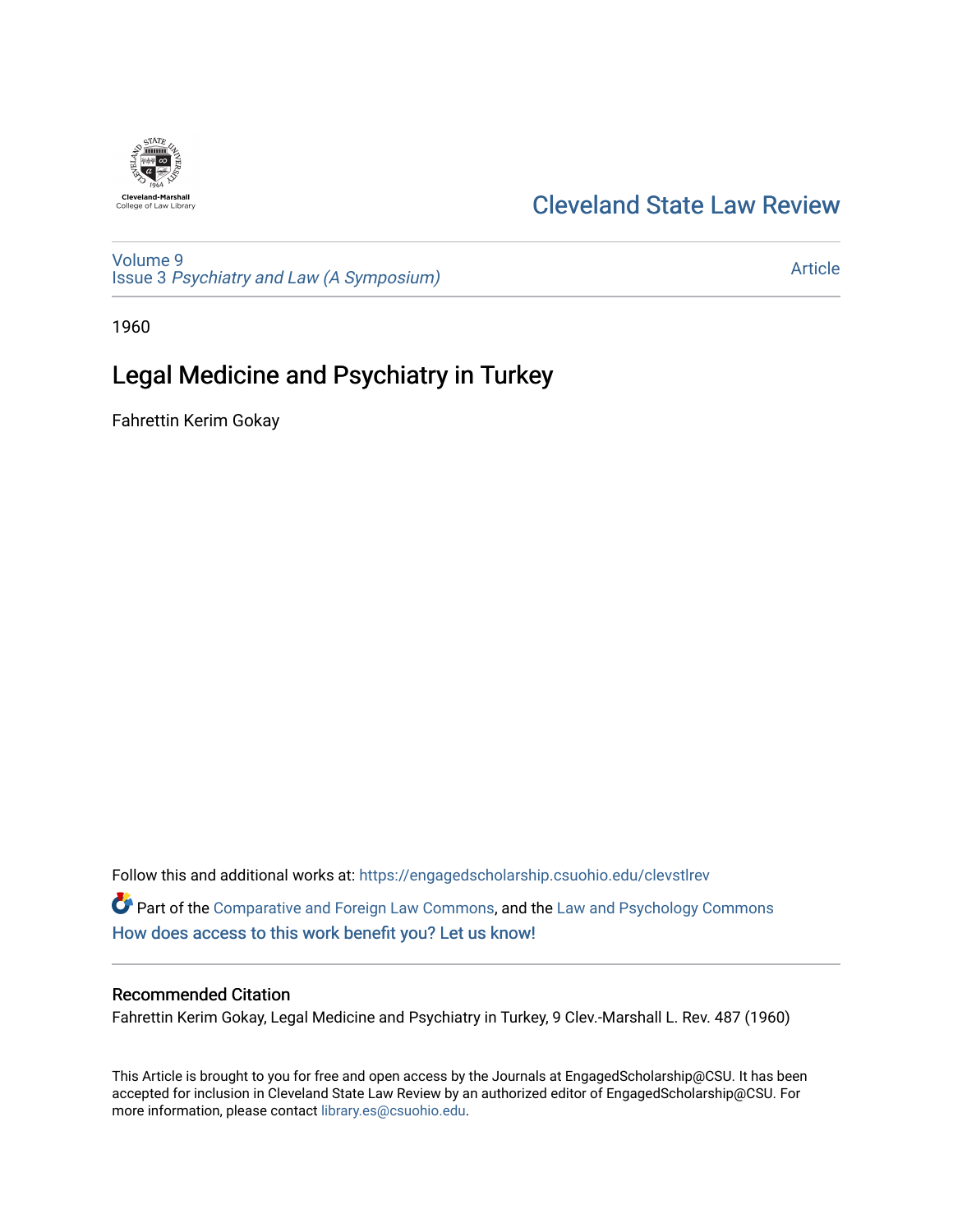Cleveland State Law Review

Volume 9
Issue 3 *Psychiatry and Law (A Symposium)*

Article

1960

# Legal Medicine and Psychiatry in Turkey

Fahrettin Kerim Gokay

Follow this and additional works at: https://engagedscholarship.csuohio.edu/clevstlrev

Part of the Comparative and Foreign Law Commons, and the Law and Psychology Commons

How does access to this work benefit you? Let us know!

## Recommended Citation

Fahrettin Kerim Gokay, Legal Medicine and Psychiatry in Turkey, 9 Clev.-Marshall L. Rev. 487 (1960)

This Article is brought to you for free and open access by the Journals at EngagedScholarship@CSU. It has been accepted for inclusion in Cleveland State Law Review by an authorized editor of EngagedScholarship@CSU. For more information, please contact library.es@csuohio.edu.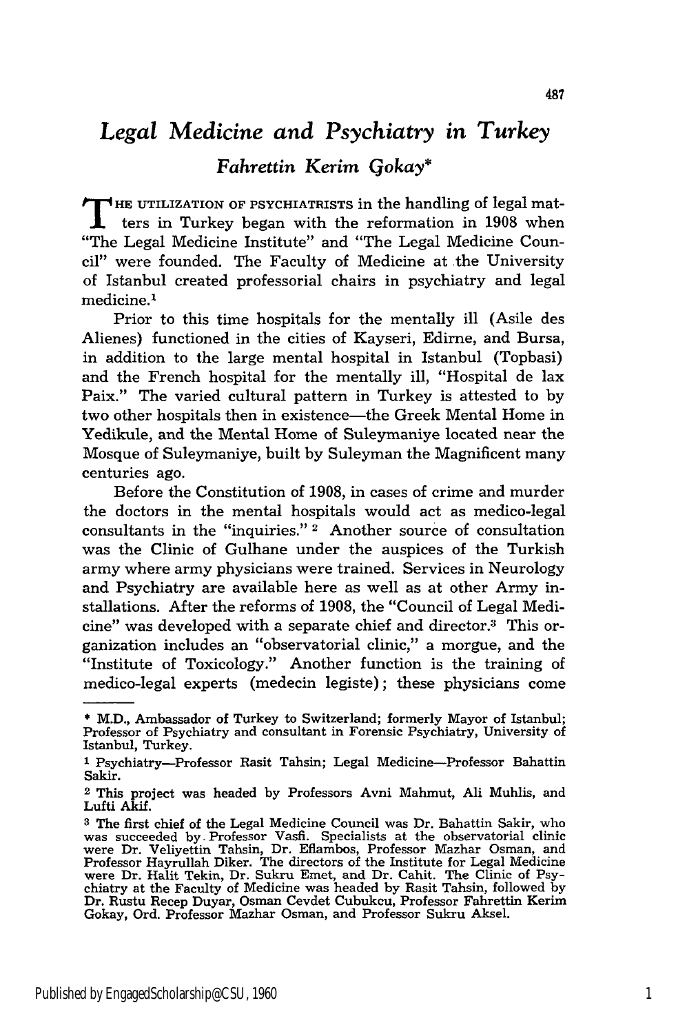# *Legal Medicine and Psychiatry in Turkey*

### *Fahrettin Kerim Gokay**

THE UTILIZATION OF PSYCHIATRISTS in the handling of legal matters in Turkey began with the reformation in 1908 when "The Legal Medicine Institute" and "The Legal Medicine Council" were founded. The Faculty of Medicine at the University of Istanbul created professorial chairs in psychiatry and legal medicine.[1]

Prior to this time hospitals for the mentally ill (Asile des Alienes) functioned in the cities of Kayseri, Edirne, and Bursa, in addition to the large mental hospital in Istanbul (Topbasi) and the French hospital for the mentally ill, "Hospital de lax Paix." The varied cultural pattern in Turkey is attested to by two other hospitals then in existence—the Greek Mental Home in Yedikule, and the Mental Home of Suleymaniye located near the Mosque of Suleymaniye, built by Suleyman the Magnificent many centuries ago.

Before the Constitution of 1908, in cases of crime and murder the doctors in the mental hospitals would act as medico-legal consultants in the "inquiries."[2] Another source of consultation was the Clinic of Gulhane under the auspices of the Turkish army where army physicians were trained. Services in Neurology and Psychiatry are available here as well as at other Army installations. After the reforms of 1908, the "Council of Legal Medicine" was developed with a separate chief and director.[3] This organization includes an "observatorial clinic," a morgue, and the "Institute of Toxicology." Another function is the training of medico-legal experts (medecin legiste); these physicians come

---

\* M.D., Ambassador of Turkey to Switzerland; formerly Mayor of Istanbul; Professor of Psychiatry and consultant in Forensic Psychiatry, University of Istanbul, Turkey.

[1] Psychiatry—Professor Rasit Tahsin; Legal Medicine—Professor Bahattin Sakir.

[2] This project was headed by Professors Avni Mahmut, Ali Muhlis, and Lufti Akif.

[3] The first chief of the Legal Medicine Council was Dr. Bahattin Sakir, who was succeeded by Professor Vasfi. Specialists at the observatorial clinic were Dr. Veliyettin Tahsin, Dr. Eflambos, Professor Mazhar Osman, and Professor Hayrullah Diker. The directors of the Institute for Legal Medicine were Dr. Halit Tekin, Dr. Sukru Emet, and Dr. Cahit. The Clinic of Psychiatry at the Faculty of Medicine was headed by Rasit Tahsin, followed by Dr. Rustu Recep Duyar, Osman Cevdet Cubukcu, Professor Fahrettin Kerim Gokay, Ord. Professor Mazhar Osman, and Professor Sukru Aksel.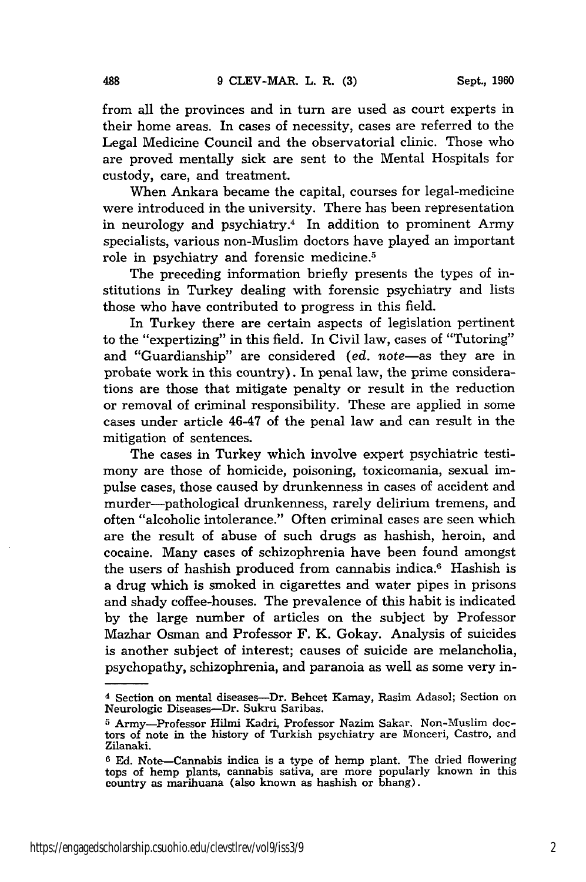from all the provinces and in turn are used as court experts in their home areas. In cases of necessity, cases are referred to the Legal Medicine Council and the observatorial clinic. Those who are proved mentally sick are sent to the Mental Hospitals for custody, care, and treatment.

When Ankara became the capital, courses for legal-medicine were introduced in the university. There has been representation in neurology and psychiatry.[4] In addition to prominent Army specialists, various non-Muslim doctors have played an important role in psychiatry and forensic medicine.[5]

The preceding information briefly presents the types of institutions in Turkey dealing with forensic psychiatry and lists those who have contributed to progress in this field.

In Turkey there are certain aspects of legislation pertinent to the "expertizing" in this field. In Civil law, cases of "Tutoring" and "Guardianship" are considered (*ed. note*—as they are in probate work in this country). In penal law, the prime considerations are those that mitigate penalty or result in the reduction or removal of criminal responsibility. These are applied in some cases under article 46-47 of the penal law and can result in the mitigation of sentences.

The cases in Turkey which involve expert psychiatric testimony are those of homicide, poisoning, toxicomania, sexual impulse cases, those caused by drunkenness in cases of accident and murder—pathological drunkenness, rarely delirium tremens, and often "alcoholic intolerance." Often criminal cases are seen which are the result of abuse of such drugs as hashish, heroin, and cocaine. Many cases of schizophrenia have been found amongst the users of hashish produced from cannabis indica.[6] Hashish is a drug which is smoked in cigarettes and water pipes in prisons and shady coffee-houses. The prevalence of this habit is indicated by the large number of articles on the subject by Professor Mazhar Osman and Professor F. K. Gokay. Analysis of suicides is another subject of interest; causes of suicide are melancholia, psychopathy, schizophrenia, and paranoia as well as some very in-

---

[4] Section on mental diseases—Dr. Behcet Kamay, Rasim Adasol; Section on Neurologic Diseases—Dr. Sukru Saribas.

[5] Army—Professor Hilmi Kadri, Professor Nazim Sakar. Non-Muslim doctors of note in the history of Turkish psychiatry are Monceri, Castro, and Zilanaki.

[6] Ed. Note—Cannabis indica is a type of hemp plant. The dried flowering tops of hemp plants, cannabis sativa, are more popularly known in this country as marihuana (also known as hashish or bhang).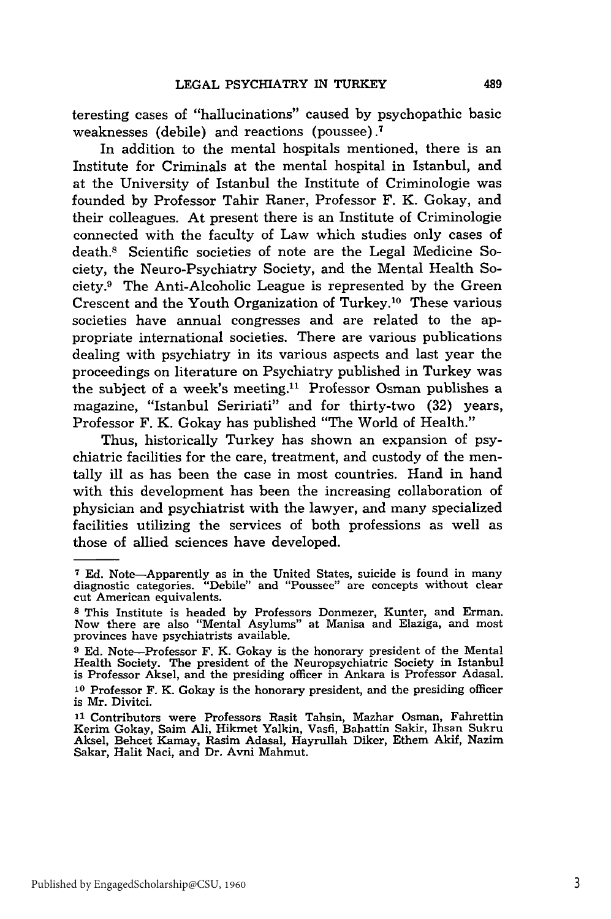teresting cases of "hallucinations" caused by psychopathic basic weaknesses (debile) and reactions (poussee).[7]

In addition to the mental hospitals mentioned, there is an Institute for Criminals at the mental hospital in Istanbul, and at the University of Istanbul the Institute of Criminologie was founded by Professor Tahir Raner, Professor F. K. Gokay, and their colleagues. At present there is an Institute of Criminologie connected with the faculty of Law which studies only cases of death.[8] Scientific societies of note are the Legal Medicine Society, the Neuro-Psychiatry Society, and the Mental Health Society.[9] The Anti-Alcoholic League is represented by the Green Crescent and the Youth Organization of Turkey.[10] These various societies have annual congresses and are related to the appropriate international societies. There are various publications dealing with psychiatry in its various aspects and last year the proceedings on literature on Psychiatry published in Turkey was the subject of a week's meeting.[11] Professor Osman publishes a magazine, "Istanbul Seririati" and for thirty-two (32) years, Professor F. K. Gokay has published "The World of Health."

Thus, historically Turkey has shown an expansion of psychiatric facilities for the care, treatment, and custody of the mentally ill as has been the case in most countries. Hand in hand with this development has been the increasing collaboration of physician and psychiatrist with the lawyer, and many specialized facilities utilizing the services of both professions as well as those of allied sciences have developed.

---

[7] Ed. Note—Apparently as in the United States, suicide is found in many diagnostic categories. "Debile" and "Poussee" are concepts without clear cut American equivalents.

[8] This Institute is headed by Professors Donmezer, Kunter, and Erman. Now there are also "Mental Asylums" at Manisa and Elaziga, and most provinces have psychiatrists available.

[9] Ed. Note—Professor F. K. Gokay is the honorary president of the Mental Health Society. The president of the Neuropsychiatric Society in Istanbul is Professor Aksel, and the presiding officer in Ankara is Professor Adasal.

[10] Professor F. K. Gokay is the honorary president, and the presiding officer is Mr. Divitci.

[11] Contributors were Professors Rasit Tahsin, Mazhar Osman, Fahrettin Kerim Gokay, Saim Ali, Hikmet Yalkin, Vasfi, Bahattin Sakir, Ihsan Sukru Aksel, Behcet Kamay, Rasim Adasal, Hayrullah Diker, Ethem Akif, Nazim Sakar, Halit Naci, and Dr. Avni Mahmut.